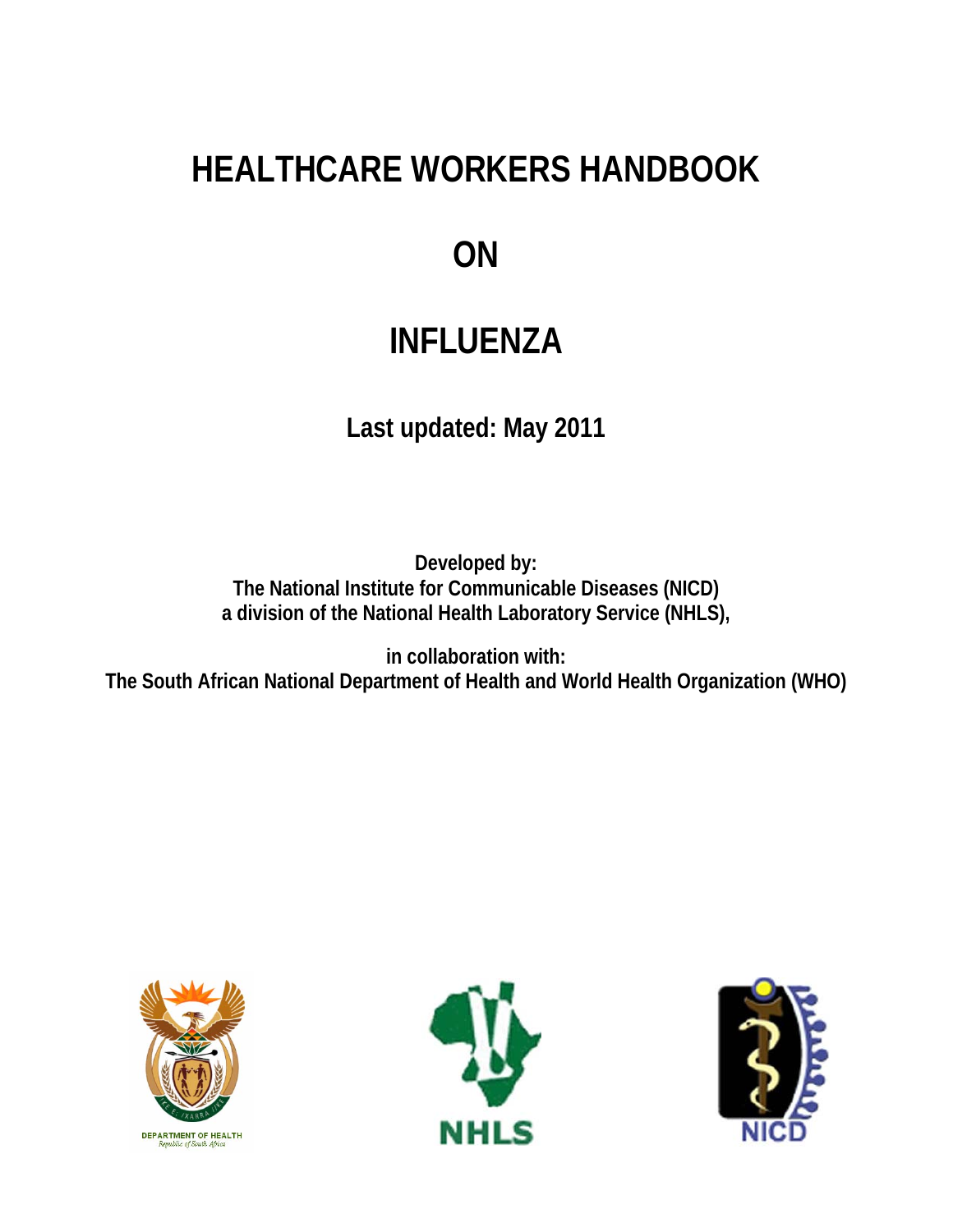# HEALTHCARE WORKERS HANDBOOK

# ON

# INFLUENZA

**Last updated: May 2011**

**Developed by:**
**The National Institute for Communicable Diseases (NICD)**
**a division of the National Health Laboratory Service (NHLS),**

**in collaboration with:**
**The South African National Department of Health and World Health Organization (WHO)**

DEPARTMENT OF HEALTH
Republic of South Africa

NHLS

NICD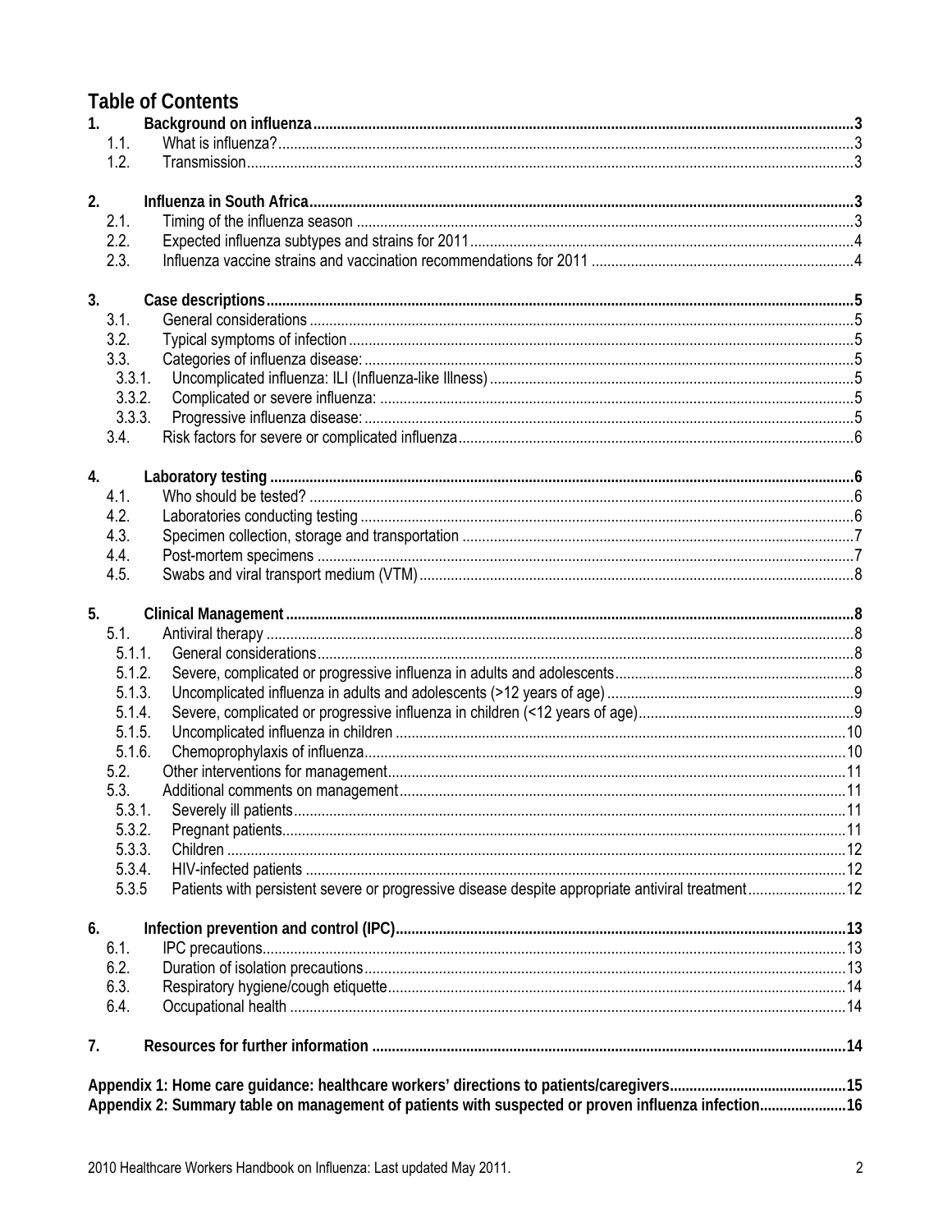# Table of Contents

1. **Background on influenza** ... 3
   - 1.1. What is influenza? ... 3
   - 1.2. Transmission ... 3

2. **Influenza in South Africa** ... 3
   - 2.1. Timing of the influenza season ... 3
   - 2.2. Expected influenza subtypes and strains for 2011 ... 4
   - 2.3. Influenza vaccine strains and vaccination recommendations for 2011 ... 4

3. **Case descriptions** ... 5
   - 3.1. General considerations ... 5
   - 3.2. Typical symptoms of infection ... 5
   - 3.3. Categories of influenza disease: ... 5
     - 3.3.1. Uncomplicated influenza: ILI (Influenza-like Illness) ... 5
     - 3.3.2. Complicated or severe influenza: ... 5
     - 3.3.3. Progressive influenza disease: ... 5
   - 3.4. Risk factors for severe or complicated influenza ... 6

4. **Laboratory testing** ... 6
   - 4.1. Who should be tested? ... 6
   - 4.2. Laboratories conducting testing ... 6
   - 4.3. Specimen collection, storage and transportation ... 7
   - 4.4. Post-mortem specimens ... 7
   - 4.5. Swabs and viral transport medium (VTM) ... 8

5. **Clinical Management** ... 8
   - 5.1. Antiviral therapy ... 8
     - 5.1.1. General considerations ... 8
     - 5.1.2. Severe, complicated or progressive influenza in adults and adolescents ... 8
     - 5.1.3. Uncomplicated influenza in adults and adolescents (>12 years of age) ... 9
     - 5.1.4. Severe, complicated or progressive influenza in children (<12 years of age) ... 9
     - 5.1.5. Uncomplicated influenza in children ... 10
     - 5.1.6. Chemoprophylaxis of influenza ... 10
   - 5.2. Other interventions for management ... 11
   - 5.3. Additional comments on management ... 11
     - 5.3.1. Severely ill patients ... 11
     - 5.3.2. Pregnant patients ... 11
     - 5.3.3. Children ... 12
     - 5.3.4. HIV-infected patients ... 12
     - 5.3.5 Patients with persistent severe or progressive disease despite appropriate antiviral treatment ... 12

6. **Infection prevention and control (IPC)** ... 13
   - 6.1. IPC precautions ... 13
   - 6.2. Duration of isolation precautions ... 13
   - 6.3. Respiratory hygiene/cough etiquette ... 14
   - 6.4. Occupational health ... 14

7. **Resources for further information** ... 14

**Appendix 1: Home care guidance: healthcare workers' directions to patients/caregivers** ... 15

**Appendix 2: Summary table on management of patients with suspected or proven influenza infection** ... 16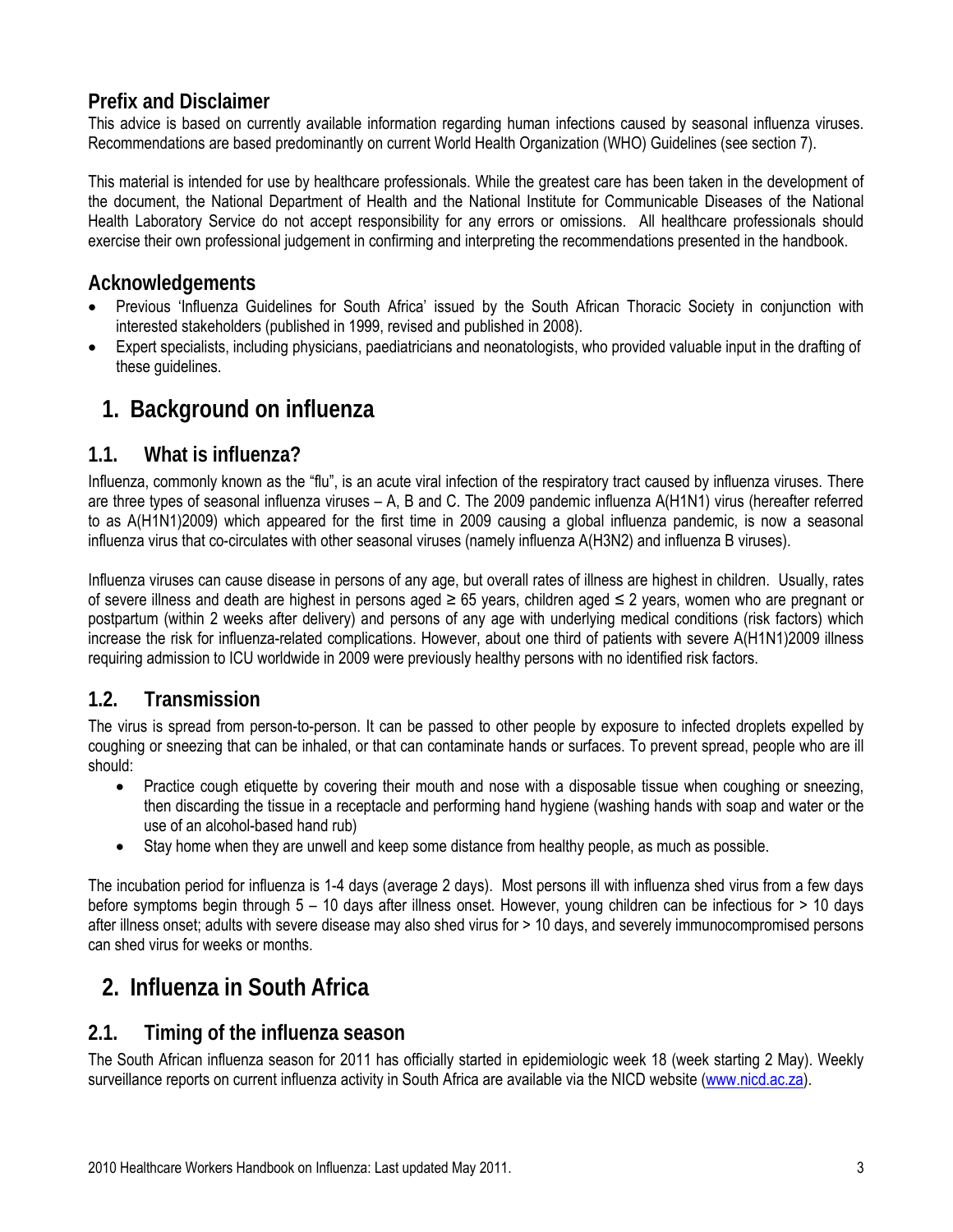## Prefix and Disclaimer

This advice is based on currently available information regarding human infections caused by seasonal influenza viruses. Recommendations are based predominantly on current World Health Organization (WHO) Guidelines (see section 7).

This material is intended for use by healthcare professionals. While the greatest care has been taken in the development of the document, the National Department of Health and the National Institute for Communicable Diseases of the National Health Laboratory Service do not accept responsibility for any errors or omissions. All healthcare professionals should exercise their own professional judgement in confirming and interpreting the recommendations presented in the handbook.

## Acknowledgements

- Previous 'Influenza Guidelines for South Africa' issued by the South African Thoracic Society in conjunction with interested stakeholders (published in 1999, revised and published in 2008).
- Expert specialists, including physicians, paediatricians and neonatologists, who provided valuable input in the drafting of these guidelines.

# 1. Background on influenza

## 1.1. What is influenza?

Influenza, commonly known as the "flu", is an acute viral infection of the respiratory tract caused by influenza viruses. There are three types of seasonal influenza viruses – A, B and C. The 2009 pandemic influenza A(H1N1) virus (hereafter referred to as A(H1N1)2009) which appeared for the first time in 2009 causing a global influenza pandemic, is now a seasonal influenza virus that co-circulates with other seasonal viruses (namely influenza A(H3N2) and influenza B viruses).

Influenza viruses can cause disease in persons of any age, but overall rates of illness are highest in children. Usually, rates of severe illness and death are highest in persons aged ≥ 65 years, children aged ≤ 2 years, women who are pregnant or postpartum (within 2 weeks after delivery) and persons of any age with underlying medical conditions (risk factors) which increase the risk for influenza-related complications. However, about one third of patients with severe A(H1N1)2009 illness requiring admission to ICU worldwide in 2009 were previously healthy persons with no identified risk factors.

## 1.2. Transmission

The virus is spread from person-to-person. It can be passed to other people by exposure to infected droplets expelled by coughing or sneezing that can be inhaled, or that can contaminate hands or surfaces. To prevent spread, people who are ill should:

- Practice cough etiquette by covering their mouth and nose with a disposable tissue when coughing or sneezing, then discarding the tissue in a receptacle and performing hand hygiene (washing hands with soap and water or the use of an alcohol-based hand rub)
- Stay home when they are unwell and keep some distance from healthy people, as much as possible.

The incubation period for influenza is 1-4 days (average 2 days). Most persons ill with influenza shed virus from a few days before symptoms begin through 5 – 10 days after illness onset. However, young children can be infectious for > 10 days after illness onset; adults with severe disease may also shed virus for > 10 days, and severely immunocompromised persons can shed virus for weeks or months.

# 2. Influenza in South Africa

## 2.1. Timing of the influenza season

The South African influenza season for 2011 has officially started in epidemiologic week 18 (week starting 2 May). Weekly surveillance reports on current influenza activity in South Africa are available via the NICD website (www.nicd.ac.za).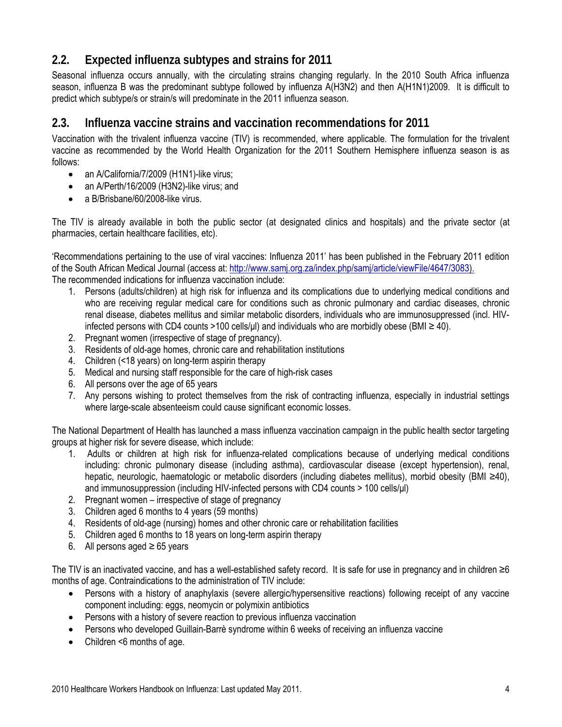## 2.2. Expected influenza subtypes and strains for 2011

Seasonal influenza occurs annually, with the circulating strains changing regularly. In the 2010 South Africa influenza season, influenza B was the predominant subtype followed by influenza A(H3N2) and then A(H1N1)2009. It is difficult to predict which subtype/s or strain/s will predominate in the 2011 influenza season.

## 2.3. Influenza vaccine strains and vaccination recommendations for 2011

Vaccination with the trivalent influenza vaccine (TIV) is recommended, where applicable. The formulation for the trivalent vaccine as recommended by the World Health Organization for the 2011 Southern Hemisphere influenza season is as follows:

- an A/California/7/2009 (H1N1)-like virus;
- an A/Perth/16/2009 (H3N2)-like virus; and
- a B/Brisbane/60/2008-like virus.

The TIV is already available in both the public sector (at designated clinics and hospitals) and the private sector (at pharmacies, certain healthcare facilities, etc).

'Recommendations pertaining to the use of viral vaccines: Influenza 2011' has been published in the February 2011 edition of the South African Medical Journal (access at: http://www.samj.org.za/index.php/samj/article/viewFile/4647/3083).
The recommended indications for influenza vaccination include:

1. Persons (adults/children) at high risk for influenza and its complications due to underlying medical conditions and who are receiving regular medical care for conditions such as chronic pulmonary and cardiac diseases, chronic renal disease, diabetes mellitus and similar metabolic disorders, individuals who are immunosuppressed (incl. HIV-infected persons with CD4 counts >100 cells/µl) and individuals who are morbidly obese (BMI ≥ 40).
2. Pregnant women (irrespective of stage of pregnancy).
3. Residents of old-age homes, chronic care and rehabilitation institutions
4. Children (<18 years) on long-term aspirin therapy
5. Medical and nursing staff responsible for the care of high-risk cases
6. All persons over the age of 65 years
7. Any persons wishing to protect themselves from the risk of contracting influenza, especially in industrial settings where large-scale absenteeism could cause significant economic losses.

The National Department of Health has launched a mass influenza vaccination campaign in the public health sector targeting groups at higher risk for severe disease, which include:

1. Adults or children at high risk for influenza-related complications because of underlying medical conditions including: chronic pulmonary disease (including asthma), cardiovascular disease (except hypertension), renal, hepatic, neurologic, haematologic or metabolic disorders (including diabetes mellitus), morbid obesity (BMI ≥40), and immunosuppression (including HIV-infected persons with CD4 counts > 100 cells/µl)
2. Pregnant women – irrespective of stage of pregnancy
3. Children aged 6 months to 4 years (59 months)
4. Residents of old-age (nursing) homes and other chronic care or rehabilitation facilities
5. Children aged 6 months to 18 years on long-term aspirin therapy
6. All persons aged ≥ 65 years

The TIV is an inactivated vaccine, and has a well-established safety record. It is safe for use in pregnancy and in children ≥6 months of age. Contraindications to the administration of TIV include:

- Persons with a history of anaphylaxis (severe allergic/hypersensitive reactions) following receipt of any vaccine component including: eggs, neomycin or polymixin antibiotics
- Persons with a history of severe reaction to previous influenza vaccination
- Persons who developed Guillain-Barrè syndrome within 6 weeks of receiving an influenza vaccine
- Children <6 months of age.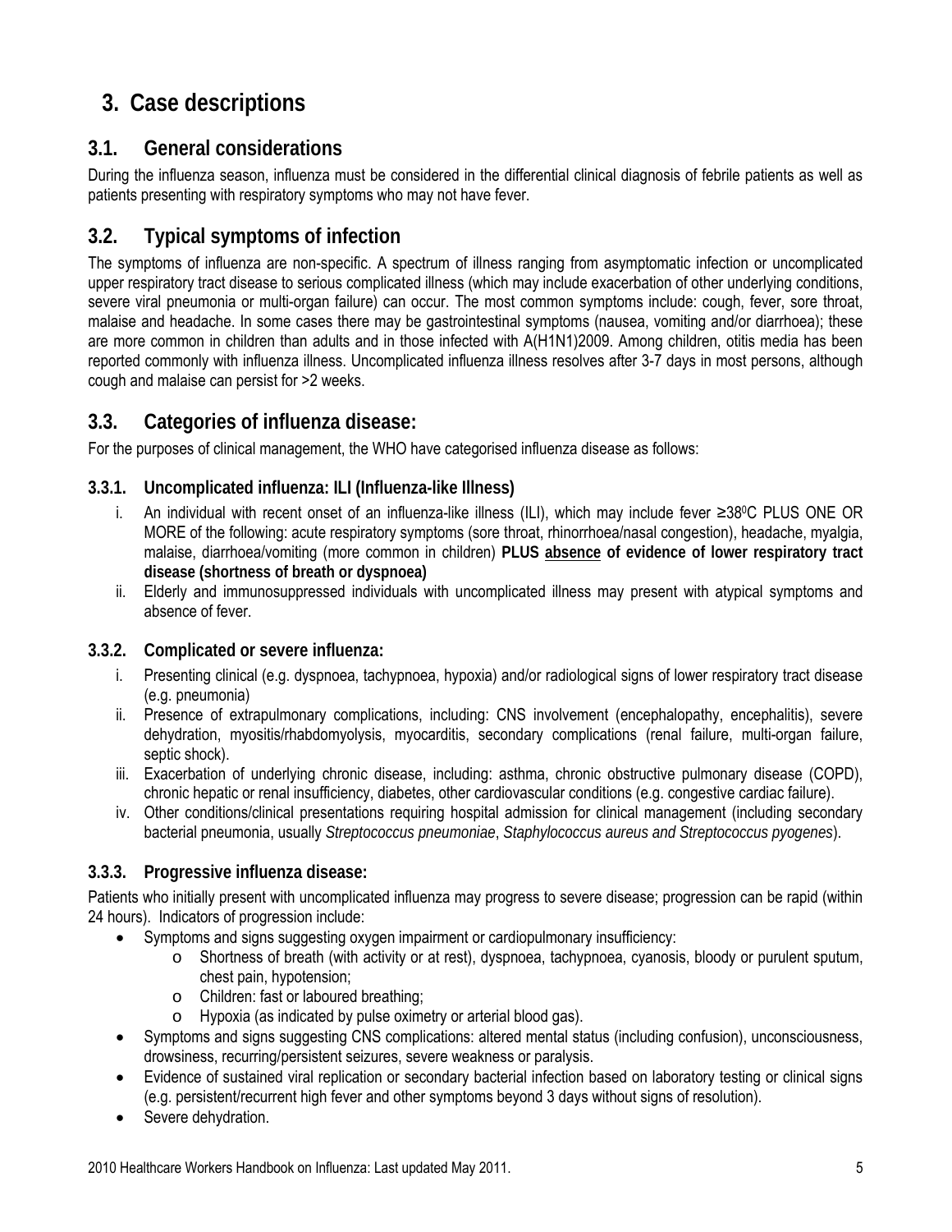# 3. Case descriptions

## 3.1. General considerations

During the influenza season, influenza must be considered in the differential clinical diagnosis of febrile patients as well as patients presenting with respiratory symptoms who may not have fever.

## 3.2. Typical symptoms of infection

The symptoms of influenza are non-specific. A spectrum of illness ranging from asymptomatic infection or uncomplicated upper respiratory tract disease to serious complicated illness (which may include exacerbation of other underlying conditions, severe viral pneumonia or multi-organ failure) can occur. The most common symptoms include: cough, fever, sore throat, malaise and headache. In some cases there may be gastrointestinal symptoms (nausea, vomiting and/or diarrhoea); these are more common in children than adults and in those infected with A(H1N1)2009. Among children, otitis media has been reported commonly with influenza illness. Uncomplicated influenza illness resolves after 3-7 days in most persons, although cough and malaise can persist for >2 weeks.

## 3.3. Categories of influenza disease:

For the purposes of clinical management, the WHO have categorised influenza disease as follows:

### 3.3.1. Uncomplicated influenza: ILI (Influenza-like Illness)

i. An individual with recent onset of an influenza-like illness (ILI), which may include fever ≥38$^0$C PLUS ONE OR MORE of the following: acute respiratory symptoms (sore throat, rhinorrhoea/nasal congestion), headache, myalgia, malaise, diarrhoea/vomiting (more common in children) **PLUS <u>absence</u> of evidence of lower respiratory tract disease (shortness of breath or dyspnoea)**
ii. Elderly and immunosuppressed individuals with uncomplicated illness may present with atypical symptoms and absence of fever.

### 3.3.2. Complicated or severe influenza:

i. Presenting clinical (e.g. dyspnoea, tachypnoea, hypoxia) and/or radiological signs of lower respiratory tract disease (e.g. pneumonia)
ii. Presence of extrapulmonary complications, including: CNS involvement (encephalopathy, encephalitis), severe dehydration, myositis/rhabdomyolysis, myocarditis, secondary complications (renal failure, multi-organ failure, septic shock).
iii. Exacerbation of underlying chronic disease, including: asthma, chronic obstructive pulmonary disease (COPD), chronic hepatic or renal insufficiency, diabetes, other cardiovascular conditions (e.g. congestive cardiac failure).
iv. Other conditions/clinical presentations requiring hospital admission for clinical management (including secondary bacterial pneumonia, usually *Streptococcus pneumoniae*, *Staphylococcus aureus and Streptococcus pyogenes*).

### 3.3.3. Progressive influenza disease:

Patients who initially present with uncomplicated influenza may progress to severe disease; progression can be rapid (within 24 hours). Indicators of progression include:

- Symptoms and signs suggesting oxygen impairment or cardiopulmonary insufficiency:
  - Shortness of breath (with activity or at rest), dyspnoea, tachypnoea, cyanosis, bloody or purulent sputum, chest pain, hypotension;
  - Children: fast or laboured breathing;
  - Hypoxia (as indicated by pulse oximetry or arterial blood gas).
- Symptoms and signs suggesting CNS complications: altered mental status (including confusion), unconsciousness, drowsiness, recurring/persistent seizures, severe weakness or paralysis.
- Evidence of sustained viral replication or secondary bacterial infection based on laboratory testing or clinical signs (e.g. persistent/recurrent high fever and other symptoms beyond 3 days without signs of resolution).
- Severe dehydration.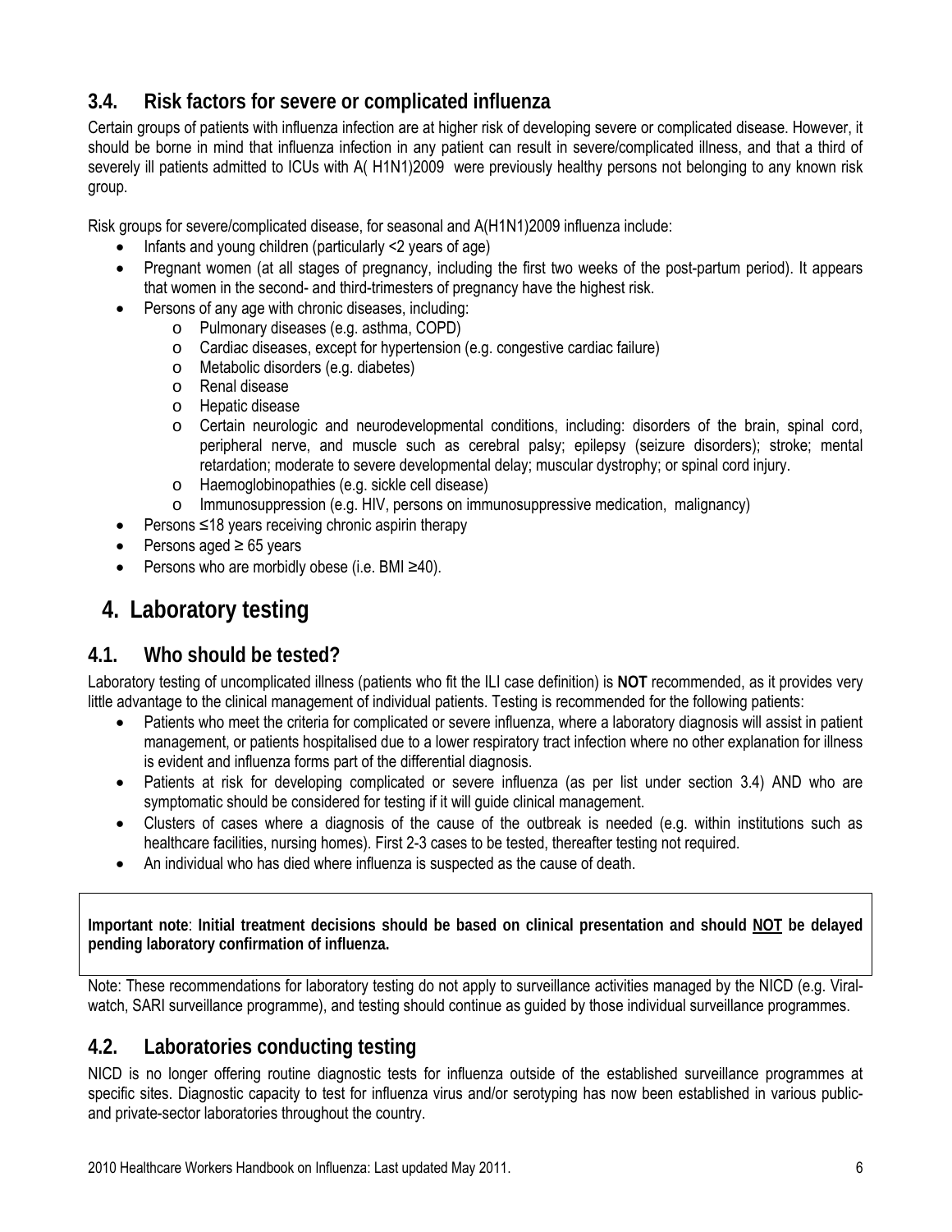## 3.4. Risk factors for severe or complicated influenza

Certain groups of patients with influenza infection are at higher risk of developing severe or complicated disease. However, it should be borne in mind that influenza infection in any patient can result in severe/complicated illness, and that a third of severely ill patients admitted to ICUs with A( H1N1)2009 were previously healthy persons not belonging to any known risk group.

Risk groups for severe/complicated disease, for seasonal and A(H1N1)2009 influenza include:

- Infants and young children (particularly <2 years of age)
- Pregnant women (at all stages of pregnancy, including the first two weeks of the post-partum period). It appears that women in the second- and third-trimesters of pregnancy have the highest risk.
- Persons of any age with chronic diseases, including:
  - Pulmonary diseases (e.g. asthma, COPD)
  - Cardiac diseases, except for hypertension (e.g. congestive cardiac failure)
  - Metabolic disorders (e.g. diabetes)
  - Renal disease
  - Hepatic disease
  - Certain neurologic and neurodevelopmental conditions, including: disorders of the brain, spinal cord, peripheral nerve, and muscle such as cerebral palsy; epilepsy (seizure disorders); stroke; mental retardation; moderate to severe developmental delay; muscular dystrophy; or spinal cord injury.
  - Haemoglobinopathies (e.g. sickle cell disease)
  - Immunosuppression (e.g. HIV, persons on immunosuppressive medication, malignancy)
- Persons ≤18 years receiving chronic aspirin therapy
- Persons aged ≥ 65 years
- Persons who are morbidly obese (i.e. BMI ≥40).

# 4. Laboratory testing

## 4.1. Who should be tested?

Laboratory testing of uncomplicated illness (patients who fit the ILI case definition) is **NOT** recommended, as it provides very little advantage to the clinical management of individual patients. Testing is recommended for the following patients:

- Patients who meet the criteria for complicated or severe influenza, where a laboratory diagnosis will assist in patient management, or patients hospitalised due to a lower respiratory tract infection where no other explanation for illness is evident and influenza forms part of the differential diagnosis.
- Patients at risk for developing complicated or severe influenza (as per list under section 3.4) AND who are symptomatic should be considered for testing if it will guide clinical management.
- Clusters of cases where a diagnosis of the cause of the outbreak is needed (e.g. within institutions such as healthcare facilities, nursing homes). First 2-3 cases to be tested, thereafter testing not required.
- An individual who has died where influenza is suspected as the cause of death.

**Important note**: **Initial treatment decisions should be based on clinical presentation and should <u>NOT</u> be delayed pending laboratory confirmation of influenza.**

Note: These recommendations for laboratory testing do not apply to surveillance activities managed by the NICD (e.g. Viral-watch, SARI surveillance programme), and testing should continue as guided by those individual surveillance programmes.

## 4.2. Laboratories conducting testing

NICD is no longer offering routine diagnostic tests for influenza outside of the established surveillance programmes at specific sites. Diagnostic capacity to test for influenza virus and/or serotyping has now been established in various public- and private-sector laboratories throughout the country.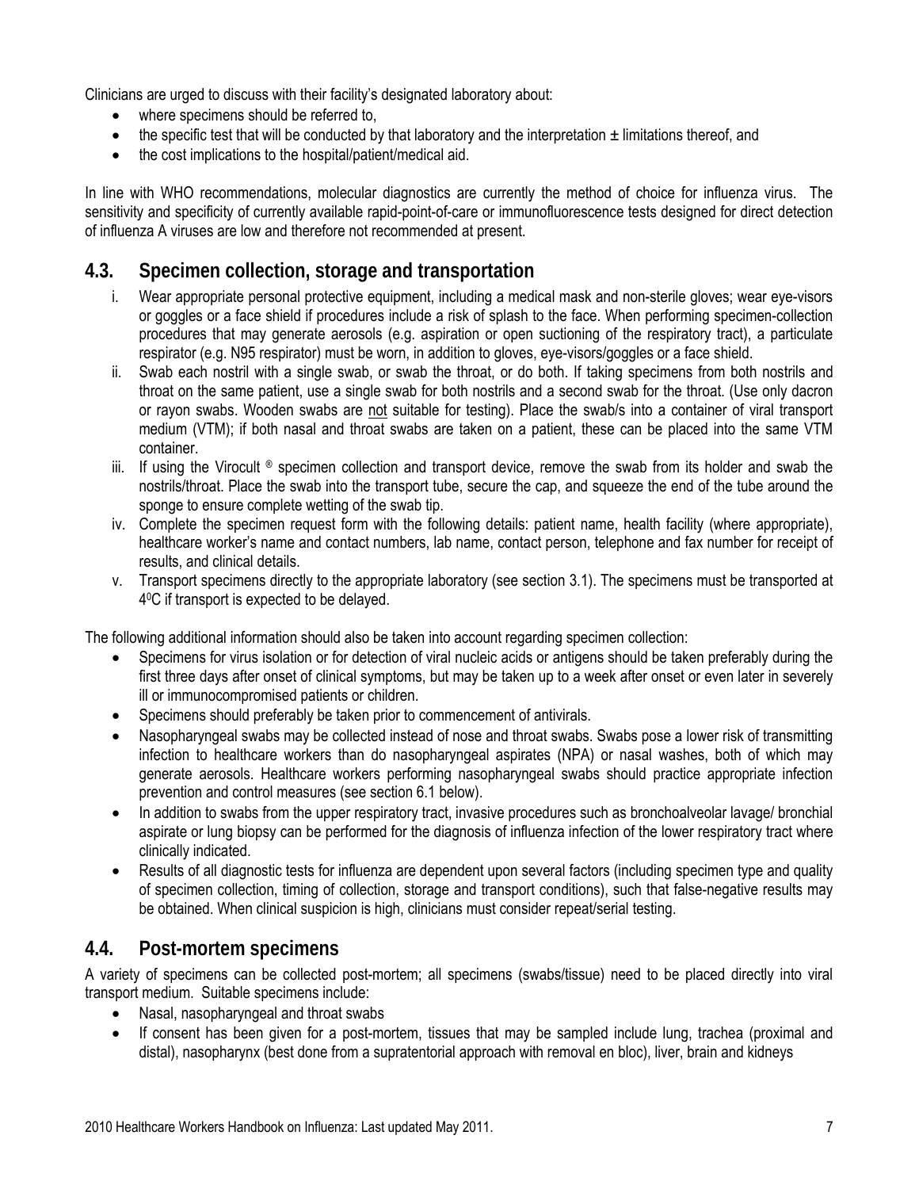Clinicians are urged to discuss with their facility's designated laboratory about:

- where specimens should be referred to,
- the specific test that will be conducted by that laboratory and the interpretation ± limitations thereof, and
- the cost implications to the hospital/patient/medical aid.

In line with WHO recommendations, molecular diagnostics are currently the method of choice for influenza virus. The sensitivity and specificity of currently available rapid-point-of-care or immunofluorescence tests designed for direct detection of influenza A viruses are low and therefore not recommended at present.

## 4.3. Specimen collection, storage and transportation

i. Wear appropriate personal protective equipment, including a medical mask and non-sterile gloves; wear eye-visors or goggles or a face shield if procedures include a risk of splash to the face. When performing specimen-collection procedures that may generate aerosols (e.g. aspiration or open suctioning of the respiratory tract), a particulate respirator (e.g. N95 respirator) must be worn, in addition to gloves, eye-visors/goggles or a face shield.

ii. Swab each nostril with a single swab, or swab the throat, or do both. If taking specimens from both nostrils and throat on the same patient, use a single swab for both nostrils and a second swab for the throat. (Use only dacron or rayon swabs. Wooden swabs are not suitable for testing). Place the swab/s into a container of viral transport medium (VTM); if both nasal and throat swabs are taken on a patient, these can be placed into the same VTM container.

iii. If using the Virocult ® specimen collection and transport device, remove the swab from its holder and swab the nostrils/throat. Place the swab into the transport tube, secure the cap, and squeeze the end of the tube around the sponge to ensure complete wetting of the swab tip.

iv. Complete the specimen request form with the following details: patient name, health facility (where appropriate), healthcare worker's name and contact numbers, lab name, contact person, telephone and fax number for receipt of results, and clinical details.

v. Transport specimens directly to the appropriate laboratory (see section 3.1). The specimens must be transported at 4⁰C if transport is expected to be delayed.

The following additional information should also be taken into account regarding specimen collection:

- Specimens for virus isolation or for detection of viral nucleic acids or antigens should be taken preferably during the first three days after onset of clinical symptoms, but may be taken up to a week after onset or even later in severely ill or immunocompromised patients or children.
- Specimens should preferably be taken prior to commencement of antivirals.
- Nasopharyngeal swabs may be collected instead of nose and throat swabs. Swabs pose a lower risk of transmitting infection to healthcare workers than do nasopharyngeal aspirates (NPA) or nasal washes, both of which may generate aerosols. Healthcare workers performing nasopharyngeal swabs should practice appropriate infection prevention and control measures (see section 6.1 below).
- In addition to swabs from the upper respiratory tract, invasive procedures such as bronchoalveolar lavage/ bronchial aspirate or lung biopsy can be performed for the diagnosis of influenza infection of the lower respiratory tract where clinically indicated.
- Results of all diagnostic tests for influenza are dependent upon several factors (including specimen type and quality of specimen collection, timing of collection, storage and transport conditions), such that false-negative results may be obtained. When clinical suspicion is high, clinicians must consider repeat/serial testing.

## 4.4. Post-mortem specimens

A variety of specimens can be collected post-mortem; all specimens (swabs/tissue) need to be placed directly into viral transport medium. Suitable specimens include:

- Nasal, nasopharyngeal and throat swabs
- If consent has been given for a post-mortem, tissues that may be sampled include lung, trachea (proximal and distal), nasopharynx (best done from a supratentorial approach with removal en bloc), liver, brain and kidneys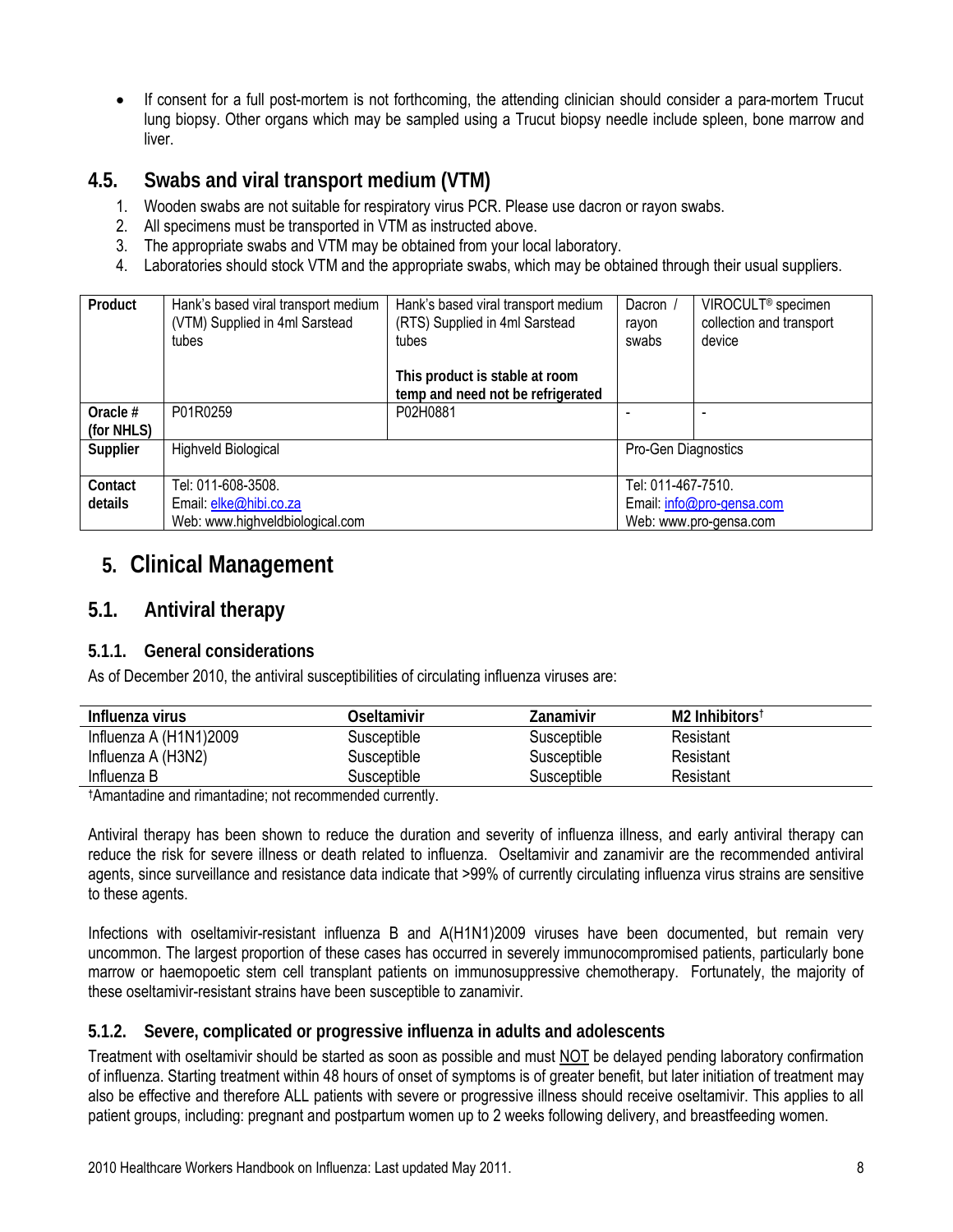- If consent for a full post-mortem is not forthcoming, the attending clinician should consider a para-mortem Trucut lung biopsy. Other organs which may be sampled using a Trucut biopsy needle include spleen, bone marrow and liver.

## 4.5. Swabs and viral transport medium (VTM)

1. Wooden swabs are not suitable for respiratory virus PCR. Please use dacron or rayon swabs.
2. All specimens must be transported in VTM as instructed above.
3. The appropriate swabs and VTM may be obtained from your local laboratory.
4. Laboratories should stock VTM and the appropriate swabs, which may be obtained through their usual suppliers.

| **Product** | Hank's based viral transport medium (VTM) Supplied in 4ml Sarstead tubes | Hank's based viral transport medium (RTS) Supplied in 4ml Sarstead tubes<br><br>**This product is stable at room temp and need not be refrigerated** | Dacron / rayon swabs | VIROCULT® specimen collection and transport device |
|---|---|---|---|---|
| **Oracle # (for NHLS)** | P01R0259 | P02H0881 | - | - |
| **Supplier** | Highveld Biological | | Pro-Gen Diagnostics | |
| **Contact details** | Tel: 011-608-3508.<br>Email: elke@hibi.co.za<br>Web: www.highveldbiological.com | | Tel: 011-467-7510.<br>Email: info@pro-gensa.com<br>Web: www.pro-gensa.com | |

# 5. Clinical Management

## 5.1. Antiviral therapy

### 5.1.1. General considerations

As of December 2010, the antiviral susceptibilities of circulating influenza viruses are:

| Influenza virus | Oseltamivir | Zanamivir | M2 Inhibitors† |
|---|---|---|---|
| Influenza A (H1N1)2009 | Susceptible | Susceptible | Resistant |
| Influenza A (H3N2) | Susceptible | Susceptible | Resistant |
| Influenza B | Susceptible | Susceptible | Resistant |

†Amantadine and rimantadine; not recommended currently.

Antiviral therapy has been shown to reduce the duration and severity of influenza illness, and early antiviral therapy can reduce the risk for severe illness or death related to influenza. Oseltamivir and zanamivir are the recommended antiviral agents, since surveillance and resistance data indicate that >99% of currently circulating influenza virus strains are sensitive to these agents.

Infections with oseltamivir-resistant influenza B and A(H1N1)2009 viruses have been documented, but remain very uncommon. The largest proportion of these cases has occurred in severely immunocompromised patients, particularly bone marrow or haemopoetic stem cell transplant patients on immunosuppressive chemotherapy. Fortunately, the majority of these oseltamivir-resistant strains have been susceptible to zanamivir.

### 5.1.2. Severe, complicated or progressive influenza in adults and adolescents

Treatment with oseltamivir should be started as soon as possible and must NOT be delayed pending laboratory confirmation of influenza. Starting treatment within 48 hours of onset of symptoms is of greater benefit, but later initiation of treatment may also be effective and therefore ALL patients with severe or progressive illness should receive oseltamivir. This applies to all patient groups, including: pregnant and postpartum women up to 2 weeks following delivery, and breastfeeding women.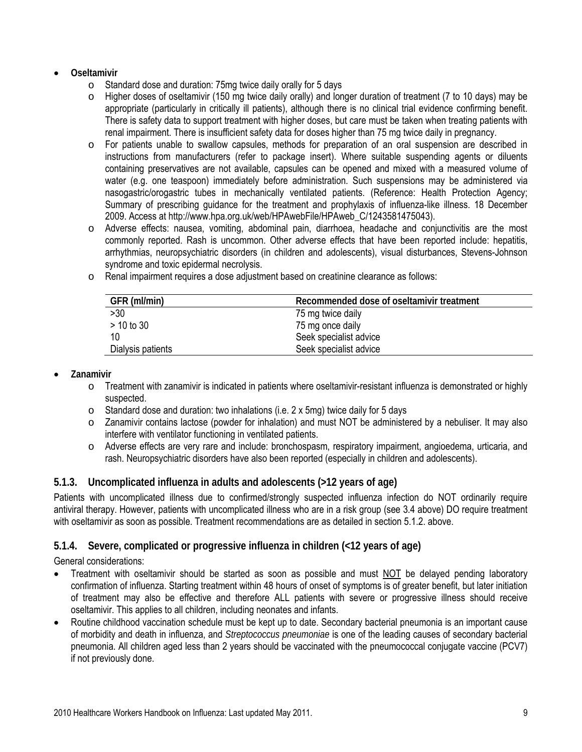- **Oseltamivir**
  - Standard dose and duration: 75mg twice daily orally for 5 days
  - Higher doses of oseltamivir (150 mg twice daily orally) and longer duration of treatment (7 to 10 days) may be appropriate (particularly in critically ill patients), although there is no clinical trial evidence confirming benefit. There is safety data to support treatment with higher doses, but care must be taken when treating patients with renal impairment. There is insufficient safety data for doses higher than 75 mg twice daily in pregnancy.
  - For patients unable to swallow capsules, methods for preparation of an oral suspension are described in instructions from manufacturers (refer to package insert). Where suitable suspending agents or diluents containing preservatives are not available, capsules can be opened and mixed with a measured volume of water (e.g. one teaspoon) immediately before administration. Such suspensions may be administered via nasogastric/orogastric tubes in mechanically ventilated patients. (Reference: Health Protection Agency; Summary of prescribing guidance for the treatment and prophylaxis of influenza-like illness. 18 December 2009. Access at http://www.hpa.org.uk/web/HPAwebFile/HPAweb_C/1243581475043).
  - Adverse effects: nausea, vomiting, abdominal pain, diarrhoea, headache and conjunctivitis are the most commonly reported. Rash is uncommon. Other adverse effects that have been reported include: hepatitis, arrhythmias, neuropsychiatric disorders (in children and adolescents), visual disturbances, Stevens-Johnson syndrome and toxic epidermal necrolysis.
  - Renal impairment requires a dose adjustment based on creatinine clearance as follows:

| GFR (ml/min) | Recommended dose of oseltamivir treatment |
|---|---|
| >30 | 75 mg twice daily |
| > 10 to 30 | 75 mg once daily |
| 10 | Seek specialist advice |
| Dialysis patients | Seek specialist advice |

- **Zanamivir**
  - Treatment with zanamivir is indicated in patients where oseltamivir-resistant influenza is demonstrated or highly suspected.
  - Standard dose and duration: two inhalations (i.e. 2 x 5mg) twice daily for 5 days
  - Zanamivir contains lactose (powder for inhalation) and must NOT be administered by a nebuliser. It may also interfere with ventilator functioning in ventilated patients.
  - Adverse effects are very rare and include: bronchospasm, respiratory impairment, angioedema, urticaria, and rash. Neuropsychiatric disorders have also been reported (especially in children and adolescents).

### 5.1.3. Uncomplicated influenza in adults and adolescents (>12 years of age)

Patients with uncomplicated illness due to confirmed/strongly suspected influenza infection do NOT ordinarily require antiviral therapy. However, patients with uncomplicated illness who are in a risk group (see 3.4 above) DO require treatment with oseltamivir as soon as possible. Treatment recommendations are as detailed in section 5.1.2. above.

### 5.1.4. Severe, complicated or progressive influenza in children (<12 years of age)

General considerations:

- Treatment with oseltamivir should be started as soon as possible and must NOT be delayed pending laboratory confirmation of influenza. Starting treatment within 48 hours of onset of symptoms is of greater benefit, but later initiation of treatment may also be effective and therefore ALL patients with severe or progressive illness should receive oseltamivir. This applies to all children, including neonates and infants.
- Routine childhood vaccination schedule must be kept up to date. Secondary bacterial pneumonia is an important cause of morbidity and death in influenza, and *Streptococcus pneumoniae* is one of the leading causes of secondary bacterial pneumonia. All children aged less than 2 years should be vaccinated with the pneumococcal conjugate vaccine (PCV7) if not previously done.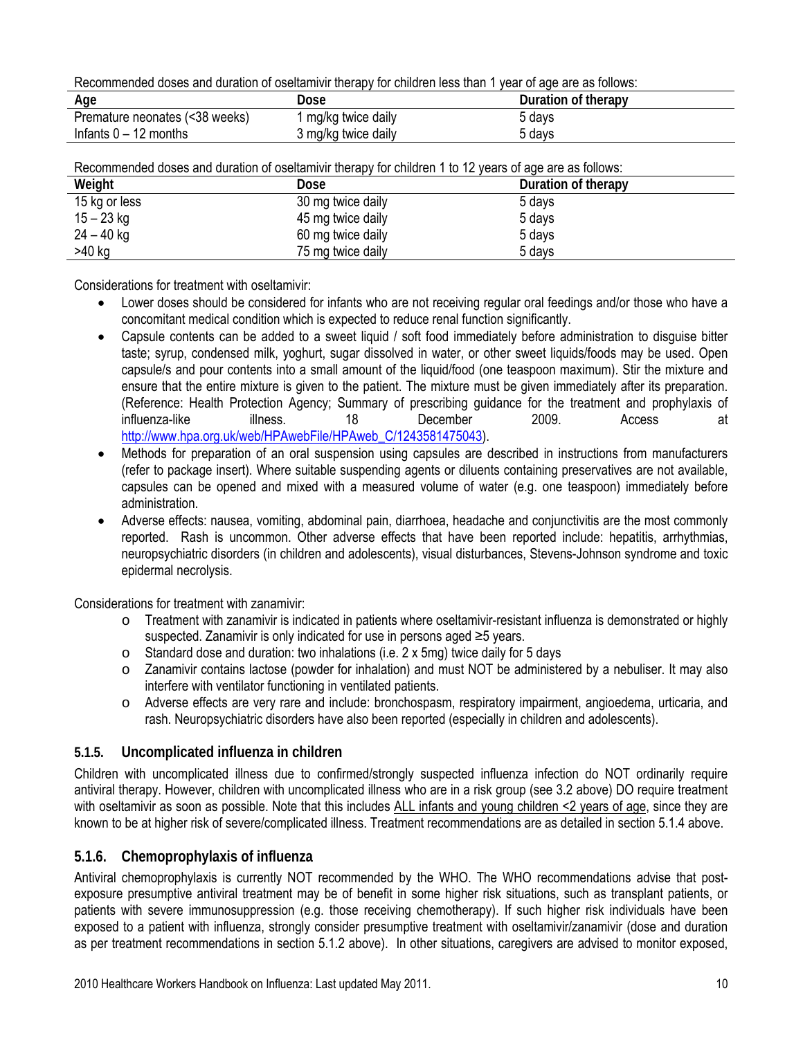Recommended doses and duration of oseltamivir therapy for children less than 1 year of age are as follows:

| Age | Dose | Duration of therapy |
|---|---|---|
| Premature neonates (<38 weeks) | 1 mg/kg twice daily | 5 days |
| Infants 0 – 12 months | 3 mg/kg twice daily | 5 days |

Recommended doses and duration of oseltamivir therapy for children 1 to 12 years of age are as follows:

| Weight | Dose | Duration of therapy |
|---|---|---|
| 15 kg or less | 30 mg twice daily | 5 days |
| 15 – 23 kg | 45 mg twice daily | 5 days |
| 24 – 40 kg | 60 mg twice daily | 5 days |
| >40 kg | 75 mg twice daily | 5 days |

Considerations for treatment with oseltamivir:

- Lower doses should be considered for infants who are not receiving regular oral feedings and/or those who have a concomitant medical condition which is expected to reduce renal function significantly.
- Capsule contents can be added to a sweet liquid / soft food immediately before administration to disguise bitter taste; syrup, condensed milk, yoghurt, sugar dissolved in water, or other sweet liquids/foods may be used. Open capsule/s and pour contents into a small amount of the liquid/food (one teaspoon maximum). Stir the mixture and ensure that the entire mixture is given to the patient. The mixture must be given immediately after its preparation. (Reference: Health Protection Agency; Summary of prescribing guidance for the treatment and prophylaxis of influenza-like illness. 18 December 2009. Access at http://www.hpa.org.uk/web/HPAwebFile/HPAweb_C/1243581475043).
- Methods for preparation of an oral suspension using capsules are described in instructions from manufacturers (refer to package insert). Where suitable suspending agents or diluents containing preservatives are not available, capsules can be opened and mixed with a measured volume of water (e.g. one teaspoon) immediately before administration.
- Adverse effects: nausea, vomiting, abdominal pain, diarrhoea, headache and conjunctivitis are the most commonly reported. Rash is uncommon. Other adverse effects that have been reported include: hepatitis, arrhythmias, neuropsychiatric disorders (in children and adolescents), visual disturbances, Stevens-Johnson syndrome and toxic epidermal necrolysis.

Considerations for treatment with zanamivir:

- Treatment with zanamivir is indicated in patients where oseltamivir-resistant influenza is demonstrated or highly suspected. Zanamivir is only indicated for use in persons aged ≥5 years.
- Standard dose and duration: two inhalations (i.e. 2 x 5mg) twice daily for 5 days
- Zanamivir contains lactose (powder for inhalation) and must NOT be administered by a nebuliser. It may also interfere with ventilator functioning in ventilated patients.
- Adverse effects are very rare and include: bronchospasm, respiratory impairment, angioedema, urticaria, and rash. Neuropsychiatric disorders have also been reported (especially in children and adolescents).

### 5.1.5. Uncomplicated influenza in children

Children with uncomplicated illness due to confirmed/strongly suspected influenza infection do NOT ordinarily require antiviral therapy. However, children with uncomplicated illness who are in a risk group (see 3.2 above) DO require treatment with oseltamivir as soon as possible. Note that this includes ALL infants and young children <2 years of age, since they are known to be at higher risk of severe/complicated illness. Treatment recommendations are as detailed in section 5.1.4 above.

### 5.1.6. Chemoprophylaxis of influenza

Antiviral chemoprophylaxis is currently NOT recommended by the WHO. The WHO recommendations advise that post-exposure presumptive antiviral treatment may be of benefit in some higher risk situations, such as transplant patients, or patients with severe immunosuppression (e.g. those receiving chemotherapy). If such higher risk individuals have been exposed to a patient with influenza, strongly consider presumptive treatment with oseltamivir/zanamivir (dose and duration as per treatment recommendations in section 5.1.2 above). In other situations, caregivers are advised to monitor exposed,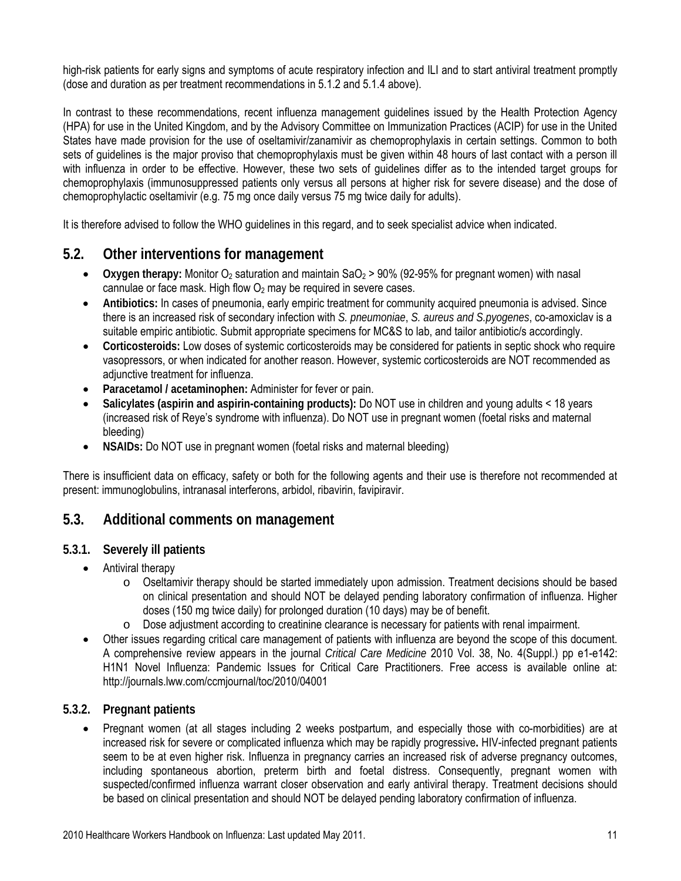high-risk patients for early signs and symptoms of acute respiratory infection and ILI and to start antiviral treatment promptly (dose and duration as per treatment recommendations in 5.1.2 and 5.1.4 above).

In contrast to these recommendations, recent influenza management guidelines issued by the Health Protection Agency (HPA) for use in the United Kingdom, and by the Advisory Committee on Immunization Practices (ACIP) for use in the United States have made provision for the use of oseltamivir/zanamivir as chemoprophylaxis in certain settings. Common to both sets of guidelines is the major proviso that chemoprophylaxis must be given within 48 hours of last contact with a person ill with influenza in order to be effective. However, these two sets of guidelines differ as to the intended target groups for chemoprophylaxis (immunosuppressed patients only versus all persons at higher risk for severe disease) and the dose of chemoprophylactic oseltamivir (e.g. 75 mg once daily versus 75 mg twice daily for adults).

It is therefore advised to follow the WHO guidelines in this regard, and to seek specialist advice when indicated.

## 5.2. Other interventions for management

- **Oxygen therapy:** Monitor $O_2$ saturation and maintain $SaO_2$ > 90% (92-95% for pregnant women) with nasal cannulae or face mask. High flow $O_2$ may be required in severe cases.
- **Antibiotics:** In cases of pneumonia, early empiric treatment for community acquired pneumonia is advised. Since there is an increased risk of secondary infection with *S. pneumoniae*, *S. aureus and S.pyogenes*, co-amoxiclav is a suitable empiric antibiotic. Submit appropriate specimens for MC&S to lab, and tailor antibiotic/s accordingly.
- **Corticosteroids:** Low doses of systemic corticosteroids may be considered for patients in septic shock who require vasopressors, or when indicated for another reason. However, systemic corticosteroids are NOT recommended as adjunctive treatment for influenza.
- **Paracetamol / acetaminophen:** Administer for fever or pain.
- **Salicylates (aspirin and aspirin-containing products):** Do NOT use in children and young adults < 18 years (increased risk of Reye's syndrome with influenza). Do NOT use in pregnant women (foetal risks and maternal bleeding)
- **NSAIDs:** Do NOT use in pregnant women (foetal risks and maternal bleeding)

There is insufficient data on efficacy, safety or both for the following agents and their use is therefore not recommended at present: immunoglobulins, intranasal interferons, arbidol, ribavirin, favipiravir.

## 5.3. Additional comments on management

### 5.3.1. Severely ill patients

- Antiviral therapy
  - Oseltamivir therapy should be started immediately upon admission. Treatment decisions should be based on clinical presentation and should NOT be delayed pending laboratory confirmation of influenza. Higher doses (150 mg twice daily) for prolonged duration (10 days) may be of benefit.
  - Dose adjustment according to creatinine clearance is necessary for patients with renal impairment.
- Other issues regarding critical care management of patients with influenza are beyond the scope of this document. A comprehensive review appears in the journal *Critical Care Medicine* 2010 Vol. 38, No. 4(Suppl.) pp e1-e142: H1N1 Novel Influenza: Pandemic Issues for Critical Care Practitioners. Free access is available online at: http://journals.lww.com/ccmjournal/toc/2010/04001

### 5.3.2. Pregnant patients

- Pregnant women (at all stages including 2 weeks postpartum, and especially those with co-morbidities) are at increased risk for severe or complicated influenza which may be rapidly progressive**.** HIV-infected pregnant patients seem to be at even higher risk. Influenza in pregnancy carries an increased risk of adverse pregnancy outcomes, including spontaneous abortion, preterm birth and foetal distress. Consequently, pregnant women with suspected/confirmed influenza warrant closer observation and early antiviral therapy. Treatment decisions should be based on clinical presentation and should NOT be delayed pending laboratory confirmation of influenza.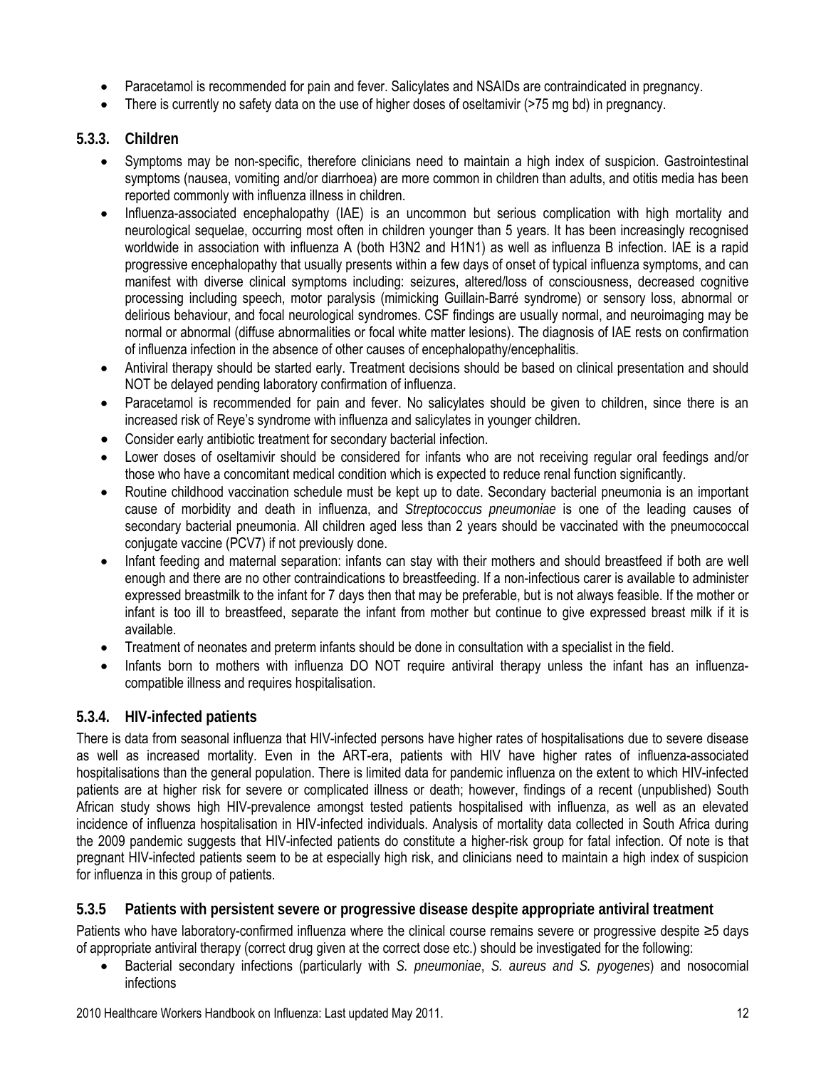- Paracetamol is recommended for pain and fever. Salicylates and NSAIDs are contraindicated in pregnancy.
- There is currently no safety data on the use of higher doses of oseltamivir (>75 mg bd) in pregnancy.

### 5.3.3. Children

- Symptoms may be non-specific, therefore clinicians need to maintain a high index of suspicion. Gastrointestinal symptoms (nausea, vomiting and/or diarrhoea) are more common in children than adults, and otitis media has been reported commonly with influenza illness in children.
- Influenza-associated encephalopathy (IAE) is an uncommon but serious complication with high mortality and neurological sequelae, occurring most often in children younger than 5 years. It has been increasingly recognised worldwide in association with influenza A (both H3N2 and H1N1) as well as influenza B infection. IAE is a rapid progressive encephalopathy that usually presents within a few days of onset of typical influenza symptoms, and can manifest with diverse clinical symptoms including: seizures, altered/loss of consciousness, decreased cognitive processing including speech, motor paralysis (mimicking Guillain-Barré syndrome) or sensory loss, abnormal or delirious behaviour, and focal neurological syndromes. CSF findings are usually normal, and neuroimaging may be normal or abnormal (diffuse abnormalities or focal white matter lesions). The diagnosis of IAE rests on confirmation of influenza infection in the absence of other causes of encephalopathy/encephalitis.
- Antiviral therapy should be started early. Treatment decisions should be based on clinical presentation and should NOT be delayed pending laboratory confirmation of influenza.
- Paracetamol is recommended for pain and fever. No salicylates should be given to children, since there is an increased risk of Reye's syndrome with influenza and salicylates in younger children.
- Consider early antibiotic treatment for secondary bacterial infection.
- Lower doses of oseltamivir should be considered for infants who are not receiving regular oral feedings and/or those who have a concomitant medical condition which is expected to reduce renal function significantly.
- Routine childhood vaccination schedule must be kept up to date. Secondary bacterial pneumonia is an important cause of morbidity and death in influenza, and *Streptococcus pneumoniae* is one of the leading causes of secondary bacterial pneumonia. All children aged less than 2 years should be vaccinated with the pneumococcal conjugate vaccine (PCV7) if not previously done.
- Infant feeding and maternal separation: infants can stay with their mothers and should breastfeed if both are well enough and there are no other contraindications to breastfeeding. If a non-infectious carer is available to administer expressed breastmilk to the infant for 7 days then that may be preferable, but is not always feasible. If the mother or infant is too ill to breastfeed, separate the infant from mother but continue to give expressed breast milk if it is available.
- Treatment of neonates and preterm infants should be done in consultation with a specialist in the field.
- Infants born to mothers with influenza DO NOT require antiviral therapy unless the infant has an influenza-compatible illness and requires hospitalisation.

### 5.3.4. HIV-infected patients

There is data from seasonal influenza that HIV-infected persons have higher rates of hospitalisations due to severe disease as well as increased mortality. Even in the ART-era, patients with HIV have higher rates of influenza-associated hospitalisations than the general population. There is limited data for pandemic influenza on the extent to which HIV-infected patients are at higher risk for severe or complicated illness or death; however, findings of a recent (unpublished) South African study shows high HIV-prevalence amongst tested patients hospitalised with influenza, as well as an elevated incidence of influenza hospitalisation in HIV-infected individuals. Analysis of mortality data collected in South Africa during the 2009 pandemic suggests that HIV-infected patients do constitute a higher-risk group for fatal infection. Of note is that pregnant HIV-infected patients seem to be at especially high risk, and clinicians need to maintain a high index of suspicion for influenza in this group of patients.

### 5.3.5 Patients with persistent severe or progressive disease despite appropriate antiviral treatment

Patients who have laboratory-confirmed influenza where the clinical course remains severe or progressive despite ≥5 days of appropriate antiviral therapy (correct drug given at the correct dose etc.) should be investigated for the following:

- Bacterial secondary infections (particularly with *S. pneumoniae*, *S. aureus and S. pyogenes*) and nosocomial infections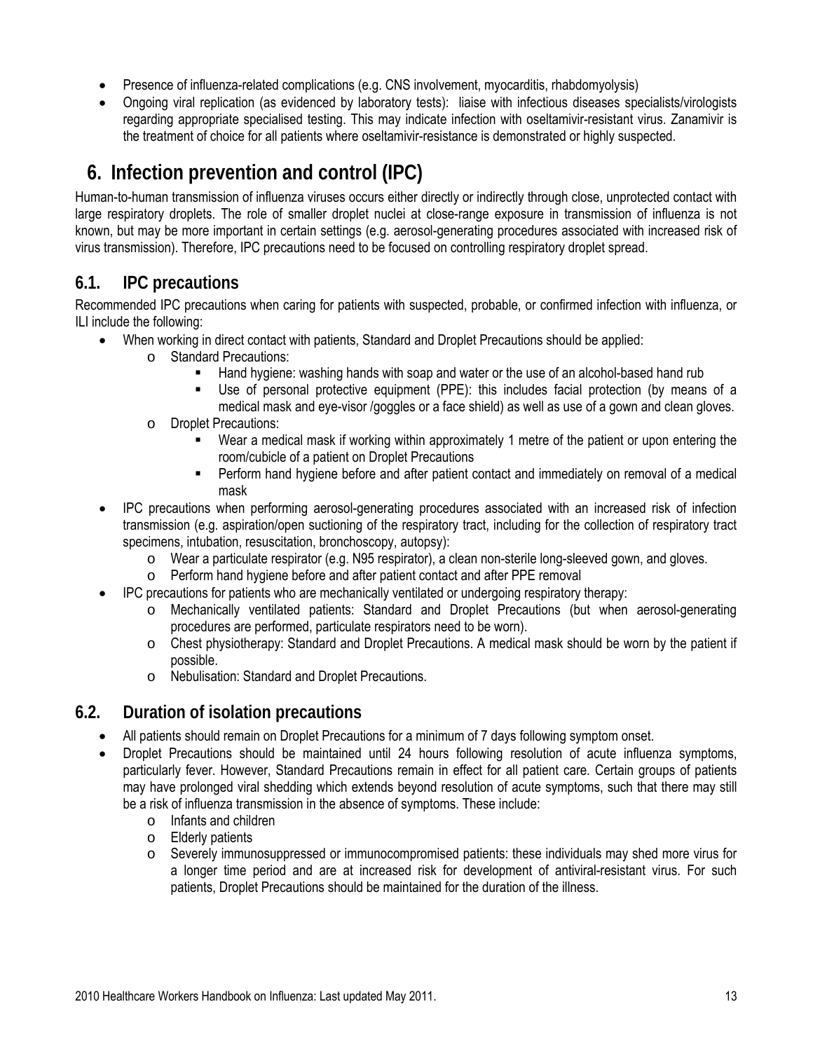- Presence of influenza-related complications (e.g. CNS involvement, myocarditis, rhabdomyolysis)
- Ongoing viral replication (as evidenced by laboratory tests): liaise with infectious diseases specialists/virologists regarding appropriate specialised testing. This may indicate infection with oseltamivir-resistant virus. Zanamivir is the treatment of choice for all patients where oseltamivir-resistance is demonstrated or highly suspected.

# 6. Infection prevention and control (IPC)

Human-to-human transmission of influenza viruses occurs either directly or indirectly through close, unprotected contact with large respiratory droplets. The role of smaller droplet nuclei at close-range exposure in transmission of influenza is not known, but may be more important in certain settings (e.g. aerosol-generating procedures associated with increased risk of virus transmission). Therefore, IPC precautions need to be focused on controlling respiratory droplet spread.

## 6.1. IPC precautions

Recommended IPC precautions when caring for patients with suspected, probable, or confirmed infection with influenza, or ILI include the following:

- When working in direct contact with patients, Standard and Droplet Precautions should be applied:
  - Standard Precautions:
    - Hand hygiene: washing hands with soap and water or the use of an alcohol-based hand rub
    - Use of personal protective equipment (PPE): this includes facial protection (by means of a medical mask and eye-visor /goggles or a face shield) as well as use of a gown and clean gloves.
  - Droplet Precautions:
    - Wear a medical mask if working within approximately 1 metre of the patient or upon entering the room/cubicle of a patient on Droplet Precautions
    - Perform hand hygiene before and after patient contact and immediately on removal of a medical mask
- IPC precautions when performing aerosol-generating procedures associated with an increased risk of infection transmission (e.g. aspiration/open suctioning of the respiratory tract, including for the collection of respiratory tract specimens, intubation, resuscitation, bronchoscopy, autopsy):
  - Wear a particulate respirator (e.g. N95 respirator), a clean non-sterile long-sleeved gown, and gloves.
  - Perform hand hygiene before and after patient contact and after PPE removal
- IPC precautions for patients who are mechanically ventilated or undergoing respiratory therapy:
  - Mechanically ventilated patients: Standard and Droplet Precautions (but when aerosol-generating procedures are performed, particulate respirators need to be worn).
  - Chest physiotherapy: Standard and Droplet Precautions. A medical mask should be worn by the patient if possible.
  - Nebulisation: Standard and Droplet Precautions.

## 6.2. Duration of isolation precautions

- All patients should remain on Droplet Precautions for a minimum of 7 days following symptom onset.
- Droplet Precautions should be maintained until 24 hours following resolution of acute influenza symptoms, particularly fever. However, Standard Precautions remain in effect for all patient care. Certain groups of patients may have prolonged viral shedding which extends beyond resolution of acute symptoms, such that there may still be a risk of influenza transmission in the absence of symptoms. These include:
  - Infants and children
  - Elderly patients
  - Severely immunosuppressed or immunocompromised patients: these individuals may shed more virus for a longer time period and are at increased risk for development of antiviral-resistant virus. For such patients, Droplet Precautions should be maintained for the duration of the illness.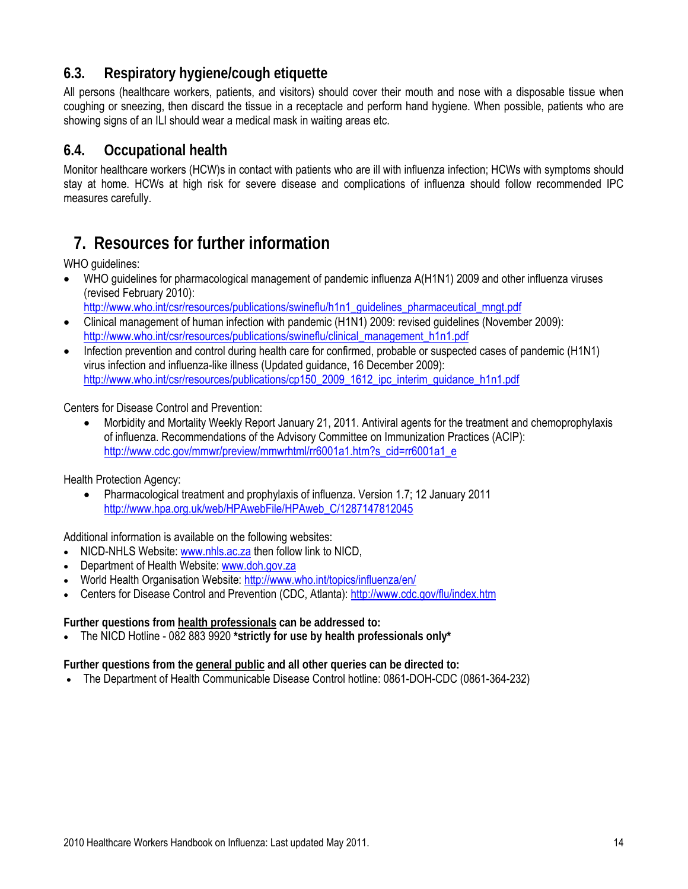### 6.3. Respiratory hygiene/cough etiquette

All persons (healthcare workers, patients, and visitors) should cover their mouth and nose with a disposable tissue when coughing or sneezing, then discard the tissue in a receptacle and perform hand hygiene. When possible, patients who are showing signs of an ILI should wear a medical mask in waiting areas etc.

### 6.4. Occupational health

Monitor healthcare workers (HCW)s in contact with patients who are ill with influenza infection; HCWs with symptoms should stay at home. HCWs at high risk for severe disease and complications of influenza should follow recommended IPC measures carefully.

## 7. Resources for further information

WHO guidelines:

- WHO guidelines for pharmacological management of pandemic influenza A(H1N1) 2009 and other influenza viruses (revised February 2010): http://www.who.int/csr/resources/publications/swineflu/h1n1_guidelines_pharmaceutical_mngt.pdf
- Clinical management of human infection with pandemic (H1N1) 2009: revised guidelines (November 2009): http://www.who.int/csr/resources/publications/swineflu/clinical_management_h1n1.pdf
- Infection prevention and control during health care for confirmed, probable or suspected cases of pandemic (H1N1) virus infection and influenza-like illness (Updated guidance, 16 December 2009): http://www.who.int/csr/resources/publications/cp150_2009_1612_ipc_interim_guidance_h1n1.pdf

Centers for Disease Control and Prevention:

- Morbidity and Mortality Weekly Report January 21, 2011. Antiviral agents for the treatment and chemoprophylaxis of influenza. Recommendations of the Advisory Committee on Immunization Practices (ACIP): http://www.cdc.gov/mmwr/preview/mmwrhtml/rr6001a1.htm?s_cid=rr6001a1_e

Health Protection Agency:

- Pharmacological treatment and prophylaxis of influenza. Version 1.7; 12 January 2011 http://www.hpa.org.uk/web/HPAwebFile/HPAweb_C/1287147812045

Additional information is available on the following websites:

- NICD-NHLS Website: www.nhls.ac.za then follow link to NICD,
- Department of Health Website: www.doh.gov.za
- World Health Organisation Website: http://www.who.int/topics/influenza/en/
- Centers for Disease Control and Prevention (CDC, Atlanta): http://www.cdc.gov/flu/index.htm

**Further questions from health professionals can be addressed to:**

- The NICD Hotline - 082 883 9920 ***strictly for use by health professionals only***

**Further questions from the general public and all other queries can be directed to:**

- The Department of Health Communicable Disease Control hotline: 0861-DOH-CDC (0861-364-232)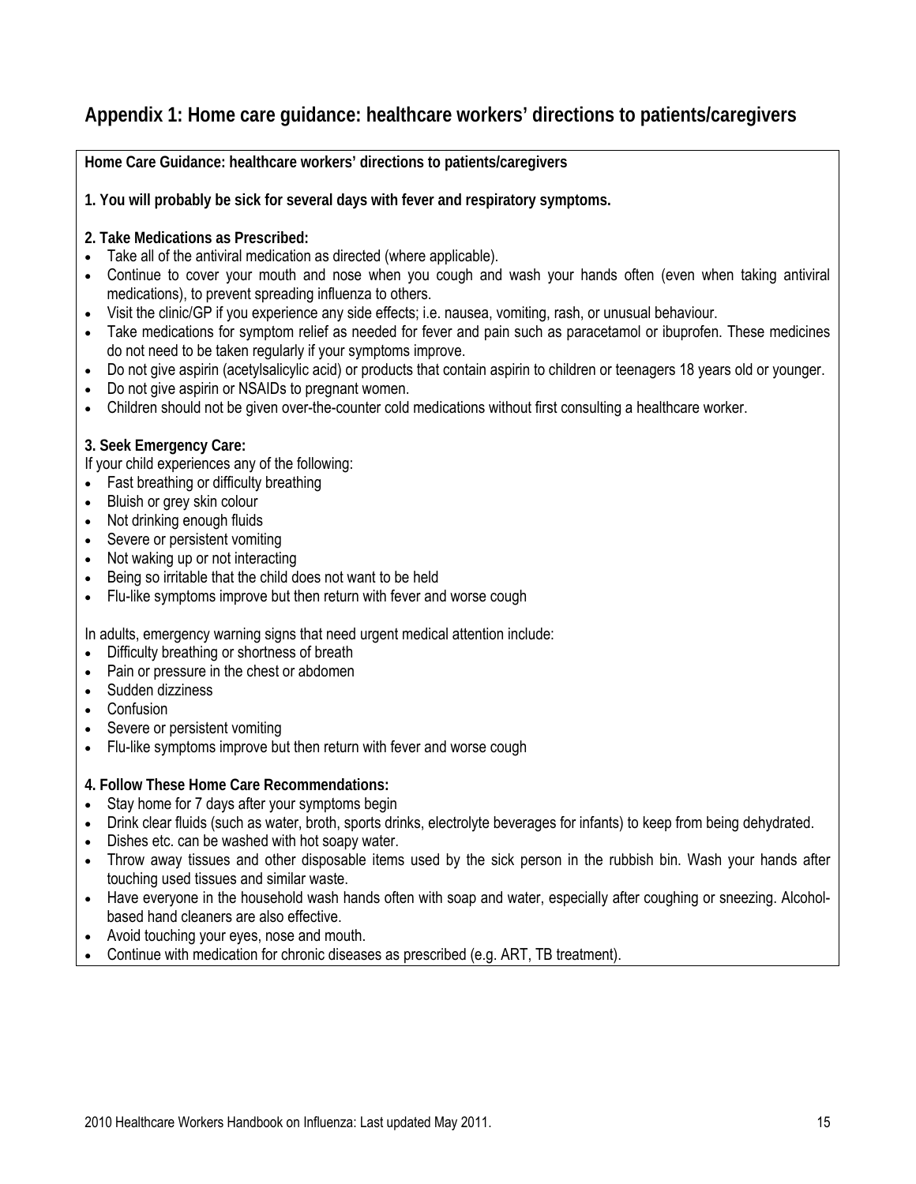## Appendix 1: Home care guidance: healthcare workers' directions to patients/caregivers

**Home Care Guidance: healthcare workers' directions to patients/caregivers**

**1. You will probably be sick for several days with fever and respiratory symptoms.**

**2. Take Medications as Prescribed:**

- Take all of the antiviral medication as directed (where applicable).
- Continue to cover your mouth and nose when you cough and wash your hands often (even when taking antiviral medications), to prevent spreading influenza to others.
- Visit the clinic/GP if you experience any side effects; i.e. nausea, vomiting, rash, or unusual behaviour.
- Take medications for symptom relief as needed for fever and pain such as paracetamol or ibuprofen. These medicines do not need to be taken regularly if your symptoms improve.
- Do not give aspirin (acetylsalicylic acid) or products that contain aspirin to children or teenagers 18 years old or younger.
- Do not give aspirin or NSAIDs to pregnant women.
- Children should not be given over-the-counter cold medications without first consulting a healthcare worker.

**3. Seek Emergency Care:**

If your child experiences any of the following:

- Fast breathing or difficulty breathing
- Bluish or grey skin colour
- Not drinking enough fluids
- Severe or persistent vomiting
- Not waking up or not interacting
- Being so irritable that the child does not want to be held
- Flu-like symptoms improve but then return with fever and worse cough

In adults, emergency warning signs that need urgent medical attention include:

- Difficulty breathing or shortness of breath
- Pain or pressure in the chest or abdomen
- Sudden dizziness
- Confusion
- Severe or persistent vomiting
- Flu-like symptoms improve but then return with fever and worse cough

**4. Follow These Home Care Recommendations:**

- Stay home for 7 days after your symptoms begin
- Drink clear fluids (such as water, broth, sports drinks, electrolyte beverages for infants) to keep from being dehydrated.
- Dishes etc. can be washed with hot soapy water.
- Throw away tissues and other disposable items used by the sick person in the rubbish bin. Wash your hands after touching used tissues and similar waste.
- Have everyone in the household wash hands often with soap and water, especially after coughing or sneezing. Alcohol-based hand cleaners are also effective.
- Avoid touching your eyes, nose and mouth.
- Continue with medication for chronic diseases as prescribed (e.g. ART, TB treatment).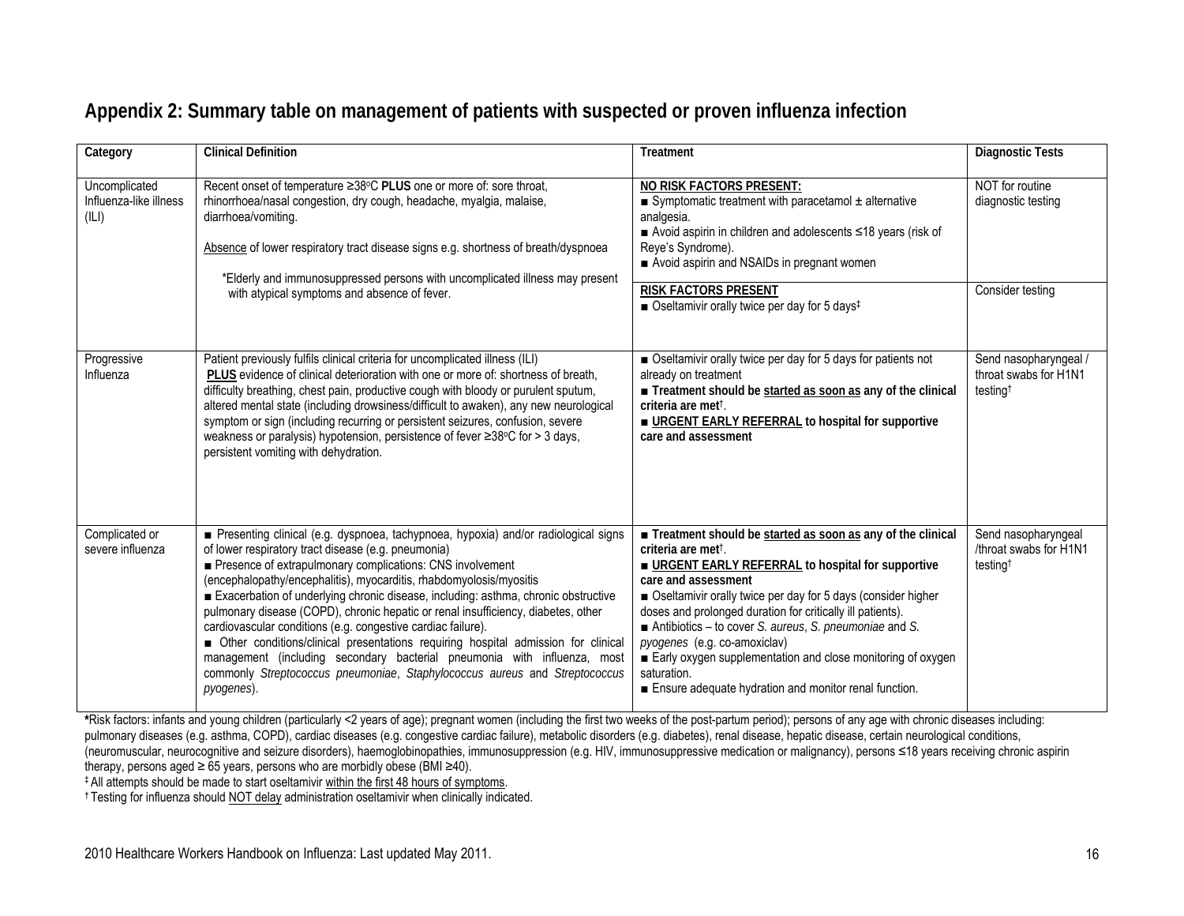## Appendix 2: Summary table on management of patients with suspected or proven influenza infection

| Category | Clinical Definition | Treatment | Diagnostic Tests |
|---|---|---|---|
| Uncomplicated Influenza-like illness (ILI) | Recent onset of temperature ≥38°C **PLUS** one or more of: sore throat, rhinorrhoea/nasal congestion, dry cough, headache, myalgia, malaise, diarrhoea/vomiting.<br><br><u>Absence</u> of lower respiratory tract disease signs e.g. shortness of breath/dyspnoea<br><br>*Elderly and immunosuppressed persons with uncomplicated illness may present with atypical symptoms and absence of fever. | **<u>NO RISK FACTORS PRESENT:</u>**<br>■ Symptomatic treatment with paracetamol ± alternative analgesia.<br>■ Avoid aspirin in children and adolescents ≤18 years (risk of Reye's Syndrome).<br>■ Avoid aspirin and NSAIDs in pregnant women | NOT for routine diagnostic testing |
| | | **<u>RISK FACTORS PRESENT</u>**<br>■ Oseltamivir orally twice per day for 5 days‡ | Consider testing |
| Progressive Influenza | Patient previously fulfils clinical criteria for uncomplicated illness (ILI) **<u>PLUS</u>** evidence of clinical deterioration with one or more of: shortness of breath, difficulty breathing, chest pain, productive cough with bloody or purulent sputum, altered mental state (including drowsiness/difficult to awaken), any new neurological symptom or sign (including recurring or persistent seizures, confusion, severe weakness or paralysis) hypotension, persistence of fever ≥38°C for > 3 days, persistent vomiting with dehydration. | ■ Oseltamivir orally twice per day for 5 days for patients not already on treatment<br>■ **Treatment should be <u>started as soon as</u> any of the clinical criteria are met**†.<br>■ **<u>URGENT EARLY REFERRAL</u> to hospital for supportive care and assessment** | Send nasopharyngeal / throat swabs for H1N1 testing† |
| Complicated or severe influenza | ■ Presenting clinical (e.g. dyspnoea, tachypnoea, hypoxia) and/or radiological signs of lower respiratory tract disease (e.g. pneumonia)<br>■ Presence of extrapulmonary complications: CNS involvement (encephalopathy/encephalitis), myocarditis, rhabdomyolysis/myositis<br>■ Exacerbation of underlying chronic disease, including: asthma, chronic obstructive pulmonary disease (COPD), chronic hepatic or renal insufficiency, diabetes, other cardiovascular conditions (e.g. congestive cardiac failure).<br>■ Other conditions/clinical presentations requiring hospital admission for clinical management (including secondary bacterial pneumonia with influenza, most commonly *Streptococcus pneumoniae*, *Staphylococcus aureus* and *Streptococcus pyogenes*). | ■ **Treatment should be <u>started as soon as</u> any of the clinical criteria are met**†.<br>■ **<u>URGENT EARLY REFERRAL</u> to hospital for supportive care and assessment**<br>■ Oseltamivir orally twice per day for 5 days (consider higher doses and prolonged duration for critically ill patients).<br>■ Antibiotics – to cover *S. aureus*, *S. pneumoniae* and *S. pyogenes* (e.g. co-amoxiclav)<br>■ Early oxygen supplementation and close monitoring of oxygen saturation.<br>■ Ensure adequate hydration and monitor renal function. | Send nasopharyngeal /throat swabs for H1N1 testing† |

***Risk factors:** infants and young children (particularly <2 years of age); pregnant women (including the first two weeks of the post-partum period); persons of any age with chronic diseases including: pulmonary diseases (e.g. asthma, COPD), cardiac diseases (e.g. congestive cardiac failure), metabolic disorders (e.g. diabetes), renal disease, hepatic disease, certain neurological conditions, (neuromuscular, neurocognitive and seizure disorders), haemoglobinopathies, immunosuppression (e.g. HIV, immunosuppressive medication or malignancy), persons ≤18 years receiving chronic aspirin therapy, persons aged ≥ 65 years, persons who are morbidly obese (BMI ≥40).

‡ All attempts should be made to start oseltamivir <u>within the first 48 hours of symptoms</u>.

† Testing for influenza should <u>NOT delay</u> administration oseltamivir when clinically indicated.